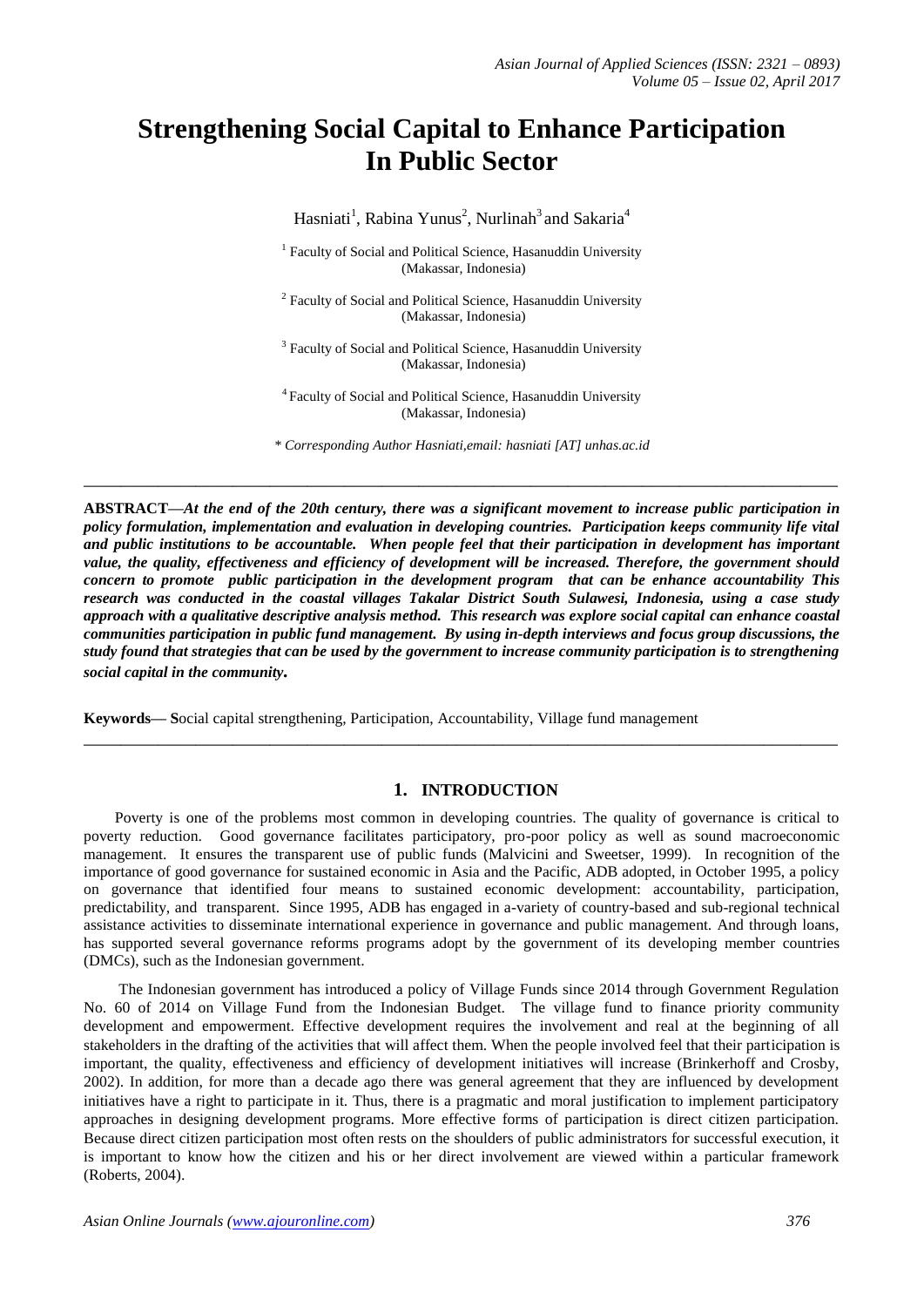# Strengthening Social Capital to Enhance Participation In Public Sector

Hasniati[1], Rabina Yunus[2], Nurlinah[3] and Sakaria[4]

[1] Faculty of Social and Political Science, Hasanuddin University (Makassar, Indonesia)

[2] Faculty of Social and Political Science, Hasanuddin University (Makassar, Indonesia)

[3] Faculty of Social and Political Science, Hasanuddin University (Makassar, Indonesia)

[4] Faculty of Social and Political Science, Hasanuddin University (Makassar, Indonesia)

*\* Corresponding Author Hasniati,email: hasniati [AT] unhas.ac.id*

---

**ABSTRACT—*At the end of the 20th century, there was a significant movement to increase public participation in policy formulation, implementation and evaluation in developing countries. Participation keeps community life vital and public institutions to be accountable. When people feel that their participation in development has important value, the quality, effectiveness and efficiency of development will be increased. Therefore, the government should concern to promote public participation in the development program that can be enhance accountability This research was conducted in the coastal villages Takalar District South Sulawesi, Indonesia, using a case study approach with a qualitative descriptive analysis method. This research was explore social capital can enhance coastal communities participation in public fund management. By using in-depth interviews and focus group discussions, the study found that strategies that can be used by the government to increase community participation is to strengthening social capital in the community.***

**Keywords— S**ocial capital strengthening, Participation, Accountability, Village fund management

---

## 1. INTRODUCTION

Poverty is one of the problems most common in developing countries. The quality of governance is critical to poverty reduction. Good governance facilitates participatory, pro-poor policy as well as sound macroeconomic management. It ensures the transparent use of public funds (Malvicini and Sweetser, 1999). In recognition of the importance of good governance for sustained economic in Asia and the Pacific, ADB adopted, in October 1995, a policy on governance that identified four means to sustained economic development: accountability, participation, predictability, and transparent. Since 1995, ADB has engaged in a-variety of country-based and sub-regional technical assistance activities to disseminate international experience in governance and public management. And through loans, has supported several governance reforms programs adopt by the government of its developing member countries (DMCs), such as the Indonesian government.

The Indonesian government has introduced a policy of Village Funds since 2014 through Government Regulation No. 60 of 2014 on Village Fund from the Indonesian Budget. The village fund to finance priority community development and empowerment. Effective development requires the involvement and real at the beginning of all stakeholders in the drafting of the activities that will affect them. When the people involved feel that their participation is important, the quality, effectiveness and efficiency of development initiatives will increase (Brinkerhoff and Crosby, 2002). In addition, for more than a decade ago there was general agreement that they are influenced by development initiatives have a right to participate in it. Thus, there is a pragmatic and moral justification to implement participatory approaches in designing development programs. More effective forms of participation is direct citizen participation. Because direct citizen participation most often rests on the shoulders of public administrators for successful execution, it is important to know how the citizen and his or her direct involvement are viewed within a particular framework (Roberts, 2004).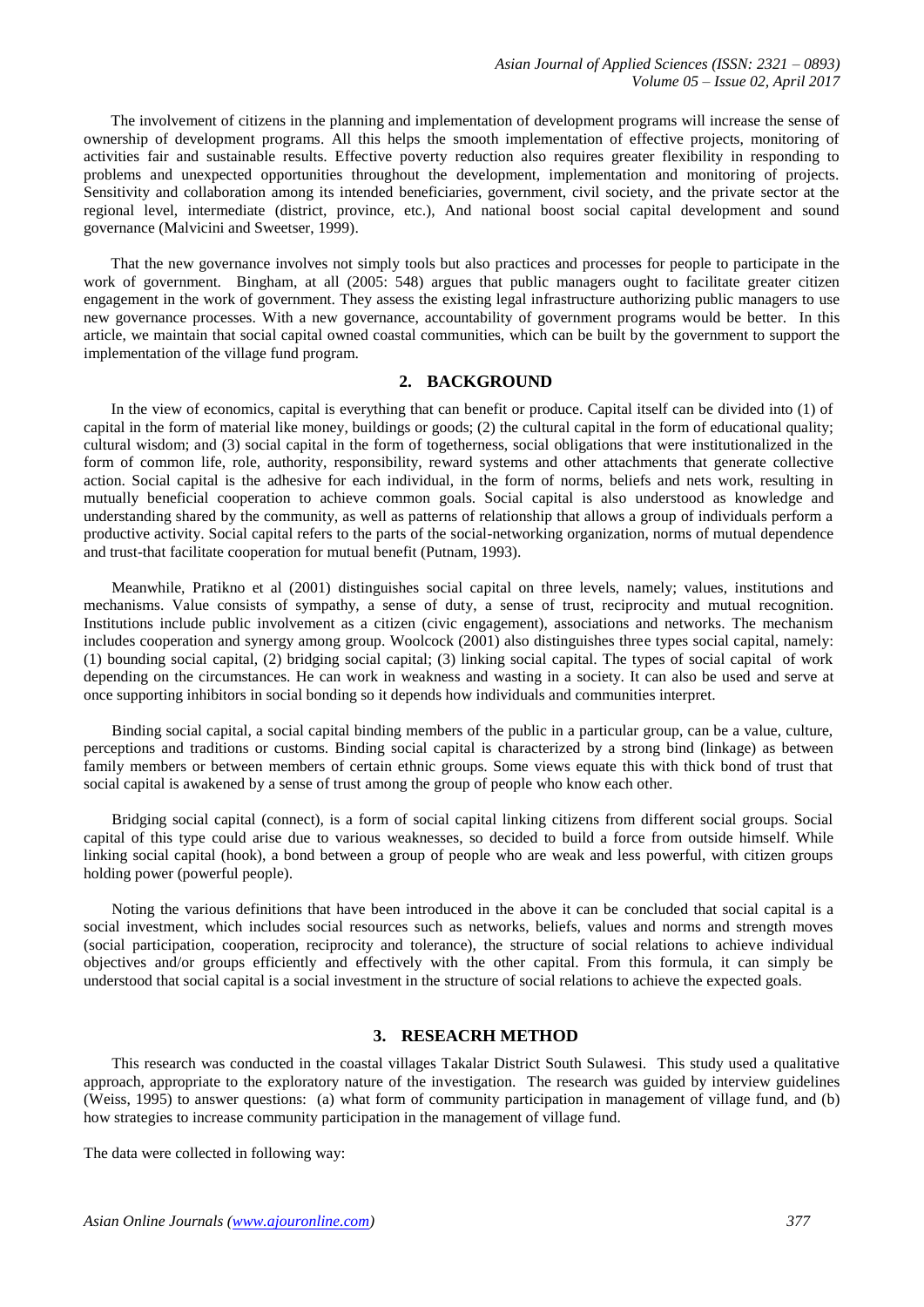The involvement of citizens in the planning and implementation of development programs will increase the sense of ownership of development programs. All this helps the smooth implementation of effective projects, monitoring of activities fair and sustainable results. Effective poverty reduction also requires greater flexibility in responding to problems and unexpected opportunities throughout the development, implementation and monitoring of projects. Sensitivity and collaboration among its intended beneficiaries, government, civil society, and the private sector at the regional level, intermediate (district, province, etc.), And national boost social capital development and sound governance (Malvicini and Sweetser, 1999).

That the new governance involves not simply tools but also practices and processes for people to participate in the work of government. Bingham, at all (2005: 548) argues that public managers ought to facilitate greater citizen engagement in the work of government. They assess the existing legal infrastructure authorizing public managers to use new governance processes. With a new governance, accountability of government programs would be better. In this article, we maintain that social capital owned coastal communities, which can be built by the government to support the implementation of the village fund program.

## 2. BACKGROUND

In the view of economics, capital is everything that can benefit or produce. Capital itself can be divided into (1) of capital in the form of material like money, buildings or goods; (2) the cultural capital in the form of educational quality; cultural wisdom; and (3) social capital in the form of togetherness, social obligations that were institutionalized in the form of common life, role, authority, responsibility, reward systems and other attachments that generate collective action. Social capital is the adhesive for each individual, in the form of norms, beliefs and nets work, resulting in mutually beneficial cooperation to achieve common goals. Social capital is also understood as knowledge and understanding shared by the community, as well as patterns of relationship that allows a group of individuals perform a productive activity. Social capital refers to the parts of the social-networking organization, norms of mutual dependence and trust-that facilitate cooperation for mutual benefit (Putnam, 1993).

Meanwhile, Pratikno et al (2001) distinguishes social capital on three levels, namely; values, institutions and mechanisms. Value consists of sympathy, a sense of duty, a sense of trust, reciprocity and mutual recognition. Institutions include public involvement as a citizen (civic engagement), associations and networks. The mechanism includes cooperation and synergy among group. Woolcock (2001) also distinguishes three types social capital, namely: (1) bounding social capital, (2) bridging social capital; (3) linking social capital. The types of social capital of work depending on the circumstances. He can work in weakness and wasting in a society. It can also be used and serve at once supporting inhibitors in social bonding so it depends how individuals and communities interpret.

Binding social capital, a social capital binding members of the public in a particular group, can be a value, culture, perceptions and traditions or customs. Binding social capital is characterized by a strong bind (linkage) as between family members or between members of certain ethnic groups. Some views equate this with thick bond of trust that social capital is awakened by a sense of trust among the group of people who know each other.

Bridging social capital (connect), is a form of social capital linking citizens from different social groups. Social capital of this type could arise due to various weaknesses, so decided to build a force from outside himself. While linking social capital (hook), a bond between a group of people who are weak and less powerful, with citizen groups holding power (powerful people).

Noting the various definitions that have been introduced in the above it can be concluded that social capital is a social investment, which includes social resources such as networks, beliefs, values and norms and strength moves (social participation, cooperation, reciprocity and tolerance), the structure of social relations to achieve individual objectives and/or groups efficiently and effectively with the other capital. From this formula, it can simply be understood that social capital is a social investment in the structure of social relations to achieve the expected goals.

## 3. RESEACRH METHOD

This research was conducted in the coastal villages Takalar District South Sulawesi. This study used a qualitative approach, appropriate to the exploratory nature of the investigation. The research was guided by interview guidelines (Weiss, 1995) to answer questions: (a) what form of community participation in management of village fund, and (b) how strategies to increase community participation in the management of village fund.

The data were collected in following way: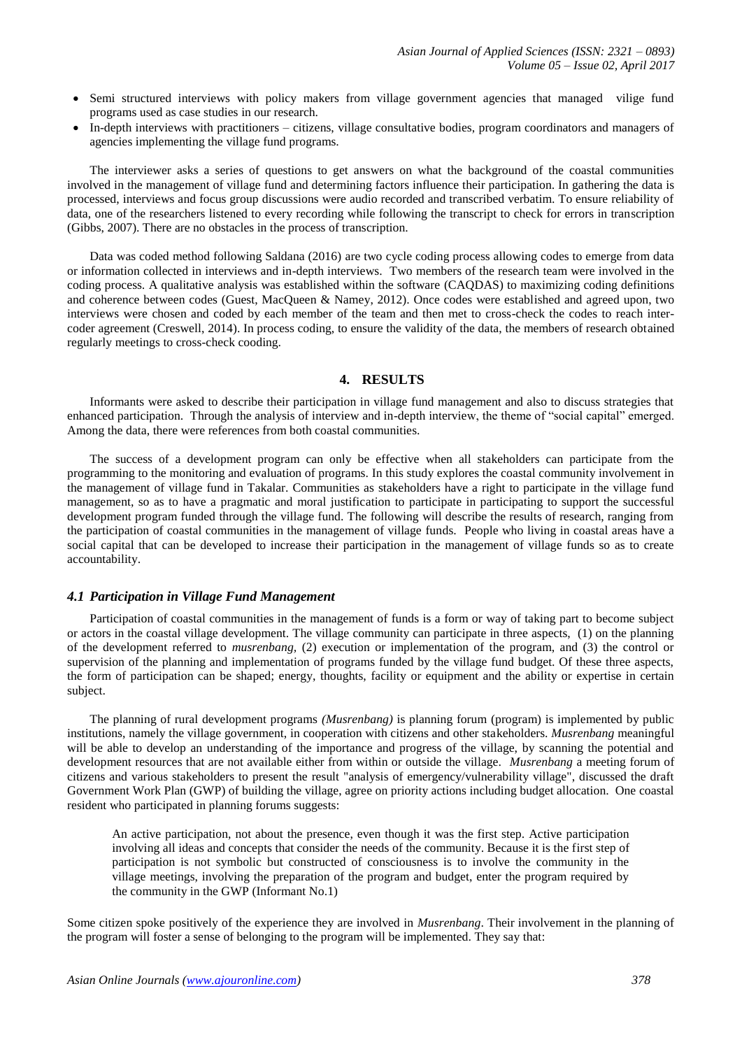- Semi structured interviews with policy makers from village government agencies that managed vilige fund programs used as case studies in our research.
- In-depth interviews with practitioners – citizens, village consultative bodies, program coordinators and managers of agencies implementing the village fund programs.

The interviewer asks a series of questions to get answers on what the background of the coastal communities involved in the management of village fund and determining factors influence their participation. In gathering the data is processed, interviews and focus group discussions were audio recorded and transcribed verbatim. To ensure reliability of data, one of the researchers listened to every recording while following the transcript to check for errors in transcription (Gibbs, 2007). There are no obstacles in the process of transcription.

Data was coded method following Saldana (2016) are two cycle coding process allowing codes to emerge from data or information collected in interviews and in-depth interviews. Two members of the research team were involved in the coding process. A qualitative analysis was established within the software (CAQDAS) to maximizing coding definitions and coherence between codes (Guest, MacQueen & Namey, 2012). Once codes were established and agreed upon, two interviews were chosen and coded by each member of the team and then met to cross-check the codes to reach inter-coder agreement (Creswell, 2014). In process coding, to ensure the validity of the data, the members of research obtained regularly meetings to cross-check cooding.

## 4. RESULTS

Informants were asked to describe their participation in village fund management and also to discuss strategies that enhanced participation. Through the analysis of interview and in-depth interview, the theme of "social capital" emerged. Among the data, there were references from both coastal communities.

The success of a development program can only be effective when all stakeholders can participate from the programming to the monitoring and evaluation of programs. In this study explores the coastal community involvement in the management of village fund in Takalar. Communities as stakeholders have a right to participate in the village fund management, so as to have a pragmatic and moral justification to participate in participating to support the successful development program funded through the village fund. The following will describe the results of research, ranging from the participation of coastal communities in the management of village funds. People who living in coastal areas have a social capital that can be developed to increase their participation in the management of village funds so as to create accountability.

### *4.1 Participation in Village Fund Management*

Participation of coastal communities in the management of funds is a form or way of taking part to become subject or actors in the coastal village development. The village community can participate in three aspects, (1) on the planning of the development referred to *musrenbang,* (2) execution or implementation of the program, and (3) the control or supervision of the planning and implementation of programs funded by the village fund budget. Of these three aspects, the form of participation can be shaped; energy, thoughts, facility or equipment and the ability or expertise in certain subject.

The planning of rural development programs *(Musrenbang)* is planning forum (program) is implemented by public institutions, namely the village government, in cooperation with citizens and other stakeholders. *Musrenbang* meaningful will be able to develop an understanding of the importance and progress of the village, by scanning the potential and development resources that are not available either from within or outside the village. *Musrenbang* a meeting forum of citizens and various stakeholders to present the result "analysis of emergency/vulnerability village", discussed the draft Government Work Plan (GWP) of building the village, agree on priority actions including budget allocation. One coastal resident who participated in planning forums suggests:

> An active participation, not about the presence, even though it was the first step. Active participation involving all ideas and concepts that consider the needs of the community. Because it is the first step of participation is not symbolic but constructed of consciousness is to involve the community in the village meetings, involving the preparation of the program and budget, enter the program required by the community in the GWP (Informant No.1)

Some citizen spoke positively of the experience they are involved in *Musrenbang*. Their involvement in the planning of the program will foster a sense of belonging to the program will be implemented. They say that: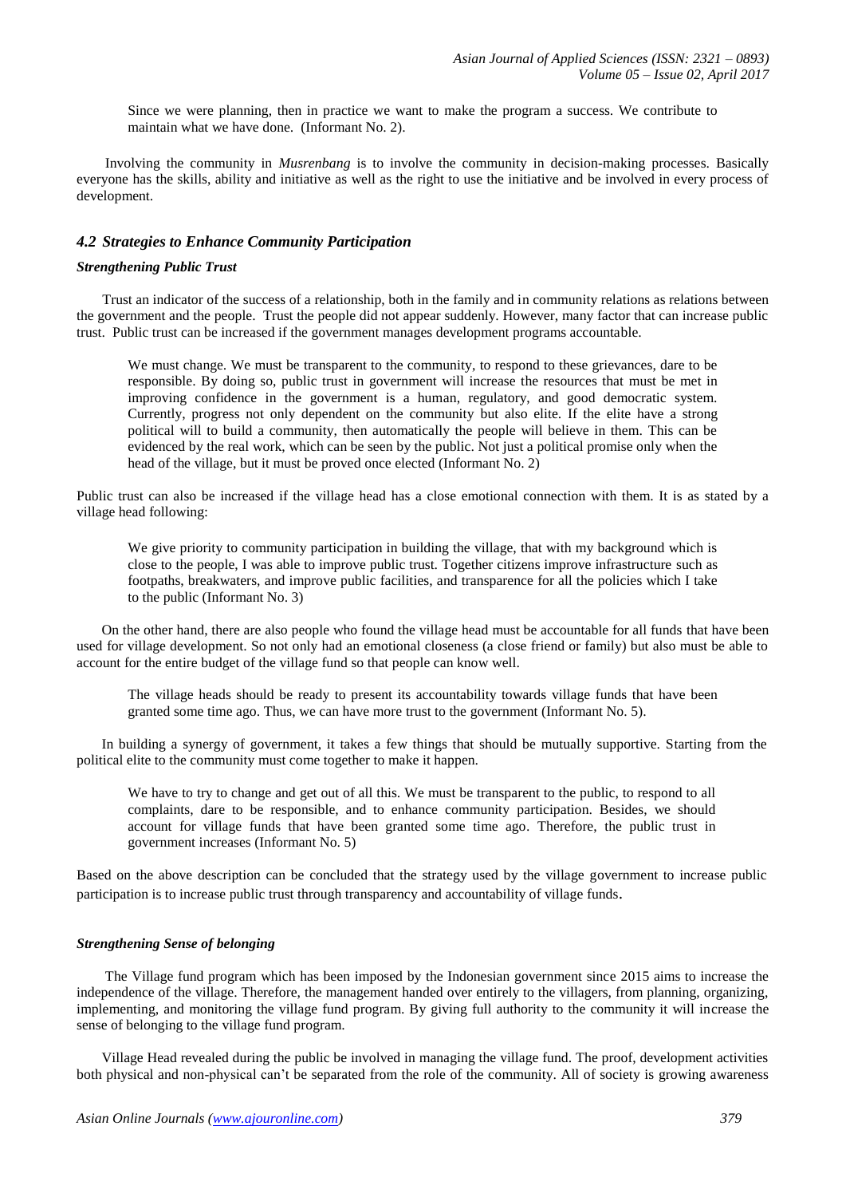> Since we were planning, then in practice we want to make the program a success. We contribute to maintain what we have done. (Informant No. 2).

Involving the community in *Musrenbang* is to involve the community in decision-making processes. Basically everyone has the skills, ability and initiative as well as the right to use the initiative and be involved in every process of development.

### *4.2 Strategies to Enhance Community Participation*

#### *Strengthening Public Trust*

Trust an indicator of the success of a relationship, both in the family and in community relations as relations between the government and the people. Trust the people did not appear suddenly. However, many factor that can increase public trust. Public trust can be increased if the government manages development programs accountable.

> We must change. We must be transparent to the community, to respond to these grievances, dare to be responsible. By doing so, public trust in government will increase the resources that must be met in improving confidence in the government is a human, regulatory, and good democratic system. Currently, progress not only dependent on the community but also elite. If the elite have a strong political will to build a community, then automatically the people will believe in them. This can be evidenced by the real work, which can be seen by the public. Not just a political promise only when the head of the village, but it must be proved once elected (Informant No. 2)

Public trust can also be increased if the village head has a close emotional connection with them. It is as stated by a village head following:

> We give priority to community participation in building the village, that with my background which is close to the people, I was able to improve public trust. Together citizens improve infrastructure such as footpaths, breakwaters, and improve public facilities, and transparence for all the policies which I take to the public (Informant No. 3)

On the other hand, there are also people who found the village head must be accountable for all funds that have been used for village development. So not only had an emotional closeness (a close friend or family) but also must be able to account for the entire budget of the village fund so that people can know well.

> The village heads should be ready to present its accountability towards village funds that have been granted some time ago. Thus, we can have more trust to the government (Informant No. 5).

In building a synergy of government, it takes a few things that should be mutually supportive. Starting from the political elite to the community must come together to make it happen.

> We have to try to change and get out of all this. We must be transparent to the public, to respond to all complaints, dare to be responsible, and to enhance community participation. Besides, we should account for village funds that have been granted some time ago. Therefore, the public trust in government increases (Informant No. 5)

Based on the above description can be concluded that the strategy used by the village government to increase public participation is to increase public trust through transparency and accountability of village funds.

#### *Strengthening Sense of belonging*

The Village fund program which has been imposed by the Indonesian government since 2015 aims to increase the independence of the village. Therefore, the management handed over entirely to the villagers, from planning, organizing, implementing, and monitoring the village fund program. By giving full authority to the community it will increase the sense of belonging to the village fund program.

Village Head revealed during the public be involved in managing the village fund. The proof, development activities both physical and non-physical can't be separated from the role of the community. All of society is growing awareness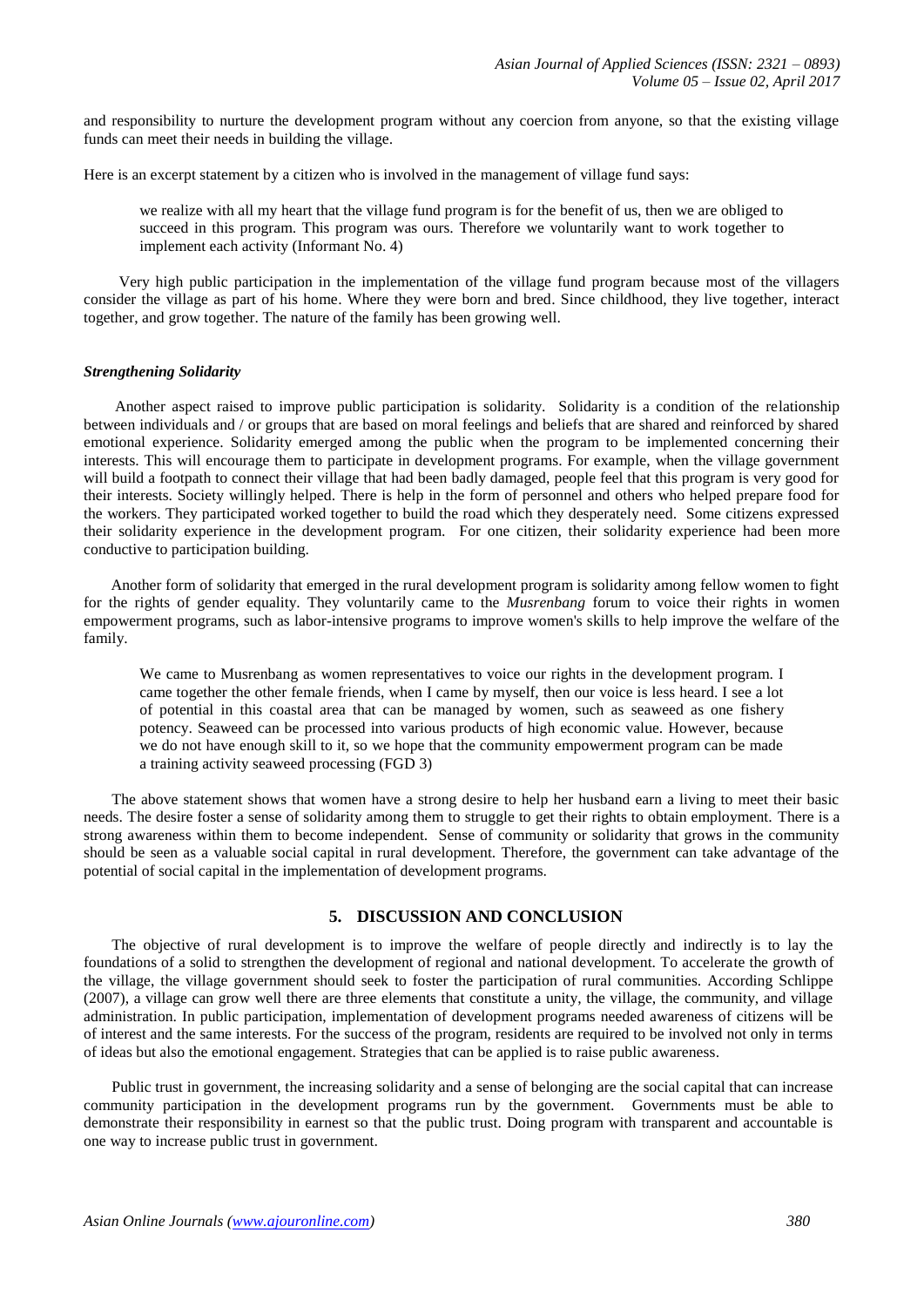and responsibility to nurture the development program without any coercion from anyone, so that the existing village funds can meet their needs in building the village.

Here is an excerpt statement by a citizen who is involved in the management of village fund says:

> we realize with all my heart that the village fund program is for the benefit of us, then we are obliged to succeed in this program. This program was ours. Therefore we voluntarily want to work together to implement each activity (Informant No. 4)

Very high public participation in the implementation of the village fund program because most of the villagers consider the village as part of his home. Where they were born and bred. Since childhood, they live together, interact together, and grow together. The nature of the family has been growing well.

#### *Strengthening Solidarity*

Another aspect raised to improve public participation is solidarity. Solidarity is a condition of the relationship between individuals and / or groups that are based on moral feelings and beliefs that are shared and reinforced by shared emotional experience. Solidarity emerged among the public when the program to be implemented concerning their interests. This will encourage them to participate in development programs. For example, when the village government will build a footpath to connect their village that had been badly damaged, people feel that this program is very good for their interests. Society willingly helped. There is help in the form of personnel and others who helped prepare food for the workers. They participated worked together to build the road which they desperately need. Some citizens expressed their solidarity experience in the development program. For one citizen, their solidarity experience had been more conductive to participation building.

Another form of solidarity that emerged in the rural development program is solidarity among fellow women to fight for the rights of gender equality. They voluntarily came to the *Musrenbang* forum to voice their rights in women empowerment programs, such as labor-intensive programs to improve women's skills to help improve the welfare of the family.

> We came to Musrenbang as women representatives to voice our rights in the development program. I came together the other female friends, when I came by myself, then our voice is less heard. I see a lot of potential in this coastal area that can be managed by women, such as seaweed as one fishery potency. Seaweed can be processed into various products of high economic value. However, because we do not have enough skill to it, so we hope that the community empowerment program can be made a training activity seaweed processing (FGD 3)

The above statement shows that women have a strong desire to help her husband earn a living to meet their basic needs. The desire foster a sense of solidarity among them to struggle to get their rights to obtain employment. There is a strong awareness within them to become independent. Sense of community or solidarity that grows in the community should be seen as a valuable social capital in rural development. Therefore, the government can take advantage of the potential of social capital in the implementation of development programs.

## 5. DISCUSSION AND CONCLUSION

The objective of rural development is to improve the welfare of people directly and indirectly is to lay the foundations of a solid to strengthen the development of regional and national development. To accelerate the growth of the village, the village government should seek to foster the participation of rural communities. According Schlippe (2007), a village can grow well there are three elements that constitute a unity, the village, the community, and village administration. In public participation, implementation of development programs needed awareness of citizens will be of interest and the same interests. For the success of the program, residents are required to be involved not only in terms of ideas but also the emotional engagement. Strategies that can be applied is to raise public awareness.

Public trust in government, the increasing solidarity and a sense of belonging are the social capital that can increase community participation in the development programs run by the government. Governments must be able to demonstrate their responsibility in earnest so that the public trust. Doing program with transparent and accountable is one way to increase public trust in government.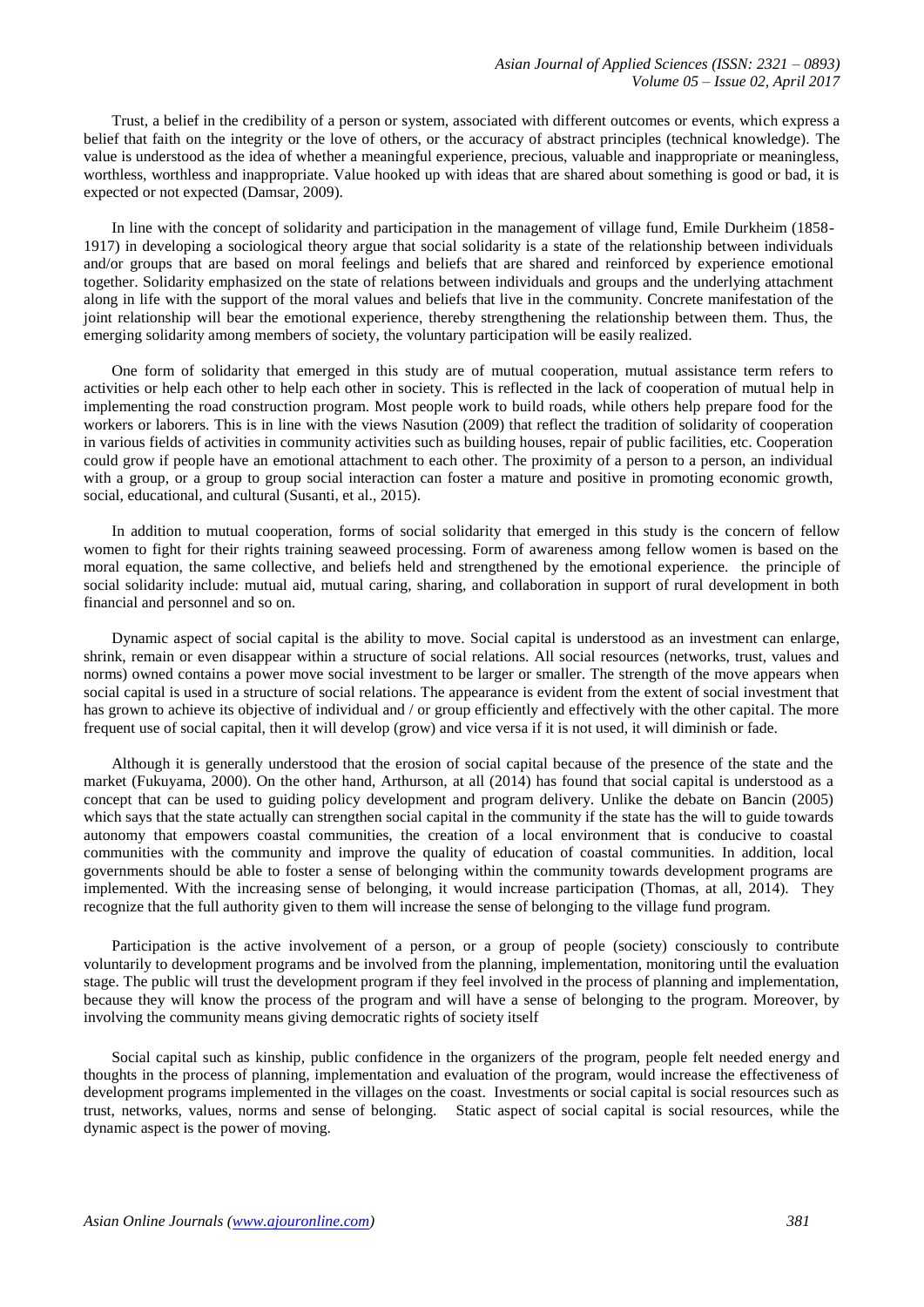Trust, a belief in the credibility of a person or system, associated with different outcomes or events, which express a belief that faith on the integrity or the love of others, or the accuracy of abstract principles (technical knowledge). The value is understood as the idea of whether a meaningful experience, precious, valuable and inappropriate or meaningless, worthless, worthless and inappropriate. Value hooked up with ideas that are shared about something is good or bad, it is expected or not expected (Damsar, 2009).

In line with the concept of solidarity and participation in the management of village fund, Emile Durkheim (1858-1917) in developing a sociological theory argue that social solidarity is a state of the relationship between individuals and/or groups that are based on moral feelings and beliefs that are shared and reinforced by experience emotional together. Solidarity emphasized on the state of relations between individuals and groups and the underlying attachment along in life with the support of the moral values and beliefs that live in the community. Concrete manifestation of the joint relationship will bear the emotional experience, thereby strengthening the relationship between them. Thus, the emerging solidarity among members of society, the voluntary participation will be easily realized.

One form of solidarity that emerged in this study are of mutual cooperation, mutual assistance term refers to activities or help each other to help each other in society. This is reflected in the lack of cooperation of mutual help in implementing the road construction program. Most people work to build roads, while others help prepare food for the workers or laborers. This is in line with the views Nasution (2009) that reflect the tradition of solidarity of cooperation in various fields of activities in community activities such as building houses, repair of public facilities, etc. Cooperation could grow if people have an emotional attachment to each other. The proximity of a person to a person, an individual with a group, or a group to group social interaction can foster a mature and positive in promoting economic growth, social, educational, and cultural (Susanti, et al., 2015).

In addition to mutual cooperation, forms of social solidarity that emerged in this study is the concern of fellow women to fight for their rights training seaweed processing. Form of awareness among fellow women is based on the moral equation, the same collective, and beliefs held and strengthened by the emotional experience. the principle of social solidarity include: mutual aid, mutual caring, sharing, and collaboration in support of rural development in both financial and personnel and so on.

Dynamic aspect of social capital is the ability to move. Social capital is understood as an investment can enlarge, shrink, remain or even disappear within a structure of social relations. All social resources (networks, trust, values and norms) owned contains a power move social investment to be larger or smaller. The strength of the move appears when social capital is used in a structure of social relations. The appearance is evident from the extent of social investment that has grown to achieve its objective of individual and / or group efficiently and effectively with the other capital. The more frequent use of social capital, then it will develop (grow) and vice versa if it is not used, it will diminish or fade.

Although it is generally understood that the erosion of social capital because of the presence of the state and the market (Fukuyama, 2000). On the other hand, Arthurson, at all (2014) has found that social capital is understood as a concept that can be used to guiding policy development and program delivery. Unlike the debate on Bancin (2005) which says that the state actually can strengthen social capital in the community if the state has the will to guide towards autonomy that empowers coastal communities, the creation of a local environment that is conducive to coastal communities with the community and improve the quality of education of coastal communities. In addition, local governments should be able to foster a sense of belonging within the community towards development programs are implemented. With the increasing sense of belonging, it would increase participation (Thomas, at all, 2014). They recognize that the full authority given to them will increase the sense of belonging to the village fund program.

Participation is the active involvement of a person, or a group of people (society) consciously to contribute voluntarily to development programs and be involved from the planning, implementation, monitoring until the evaluation stage. The public will trust the development program if they feel involved in the process of planning and implementation, because they will know the process of the program and will have a sense of belonging to the program. Moreover, by involving the community means giving democratic rights of society itself

Social capital such as kinship, public confidence in the organizers of the program, people felt needed energy and thoughts in the process of planning, implementation and evaluation of the program, would increase the effectiveness of development programs implemented in the villages on the coast. Investments or social capital is social resources such as trust, networks, values, norms and sense of belonging. Static aspect of social capital is social resources, while the dynamic aspect is the power of moving.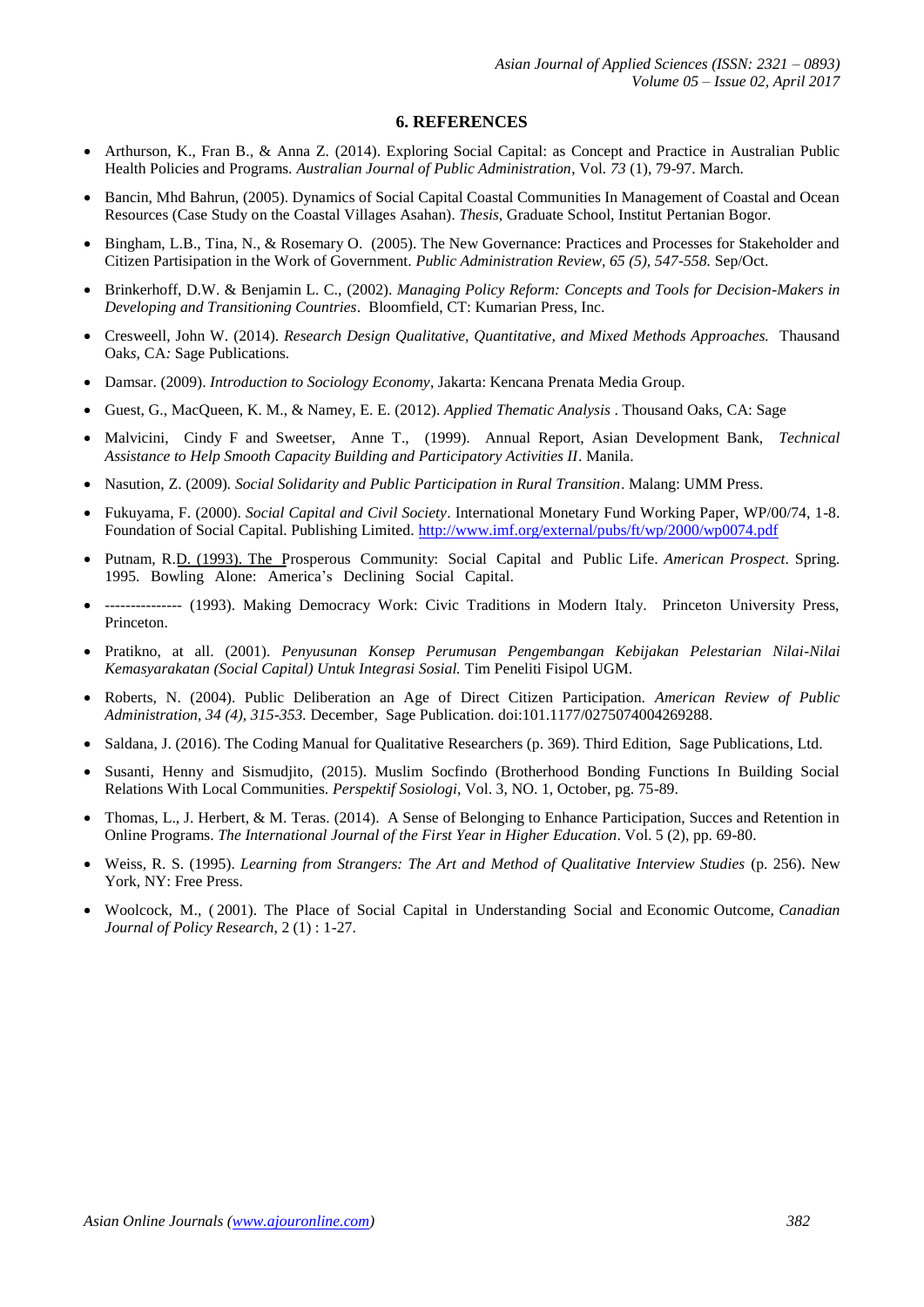## 6. REFERENCES

- Arthurson, K., Fran B., & Anna Z. (2014). Exploring Social Capital: as Concept and Practice in Australian Public Health Policies and Programs. *Australian Journal of Public Administration*, Vol. *73* (1), 79-97. March.
- Bancin, Mhd Bahrun, (2005). Dynamics of Social Capital Coastal Communities In Management of Coastal and Ocean Resources (Case Study on the Coastal Villages Asahan). *Thesis*, Graduate School, Institut Pertanian Bogor.
- Bingham, L.B., Tina, N., & Rosemary O. (2005). The New Governance: Practices and Processes for Stakeholder and Citizen Partisipation in the Work of Government. *Public Administration Review, 65 (5), 547-558.* Sep/Oct.
- Brinkerhoff, D.W. & Benjamin L. C., (2002). *Managing Policy Reform: Concepts and Tools for Decision-Makers in Developing and Transitioning Countries*. Bloomfield, CT: Kumarian Press, Inc.
- Cresweell, John W. (2014). *Research Design Qualitative, Quantitative, and Mixed Methods Approaches.* Thausand Oaks, CA*:* Sage Publications.
- Damsar. (2009). *Introduction to Sociology Economy*, Jakarta: Kencana Prenata Media Group.
- Guest, G., MacQueen, K. M., & Namey, E. E. (2012). *Applied Thematic Analysis* . Thousand Oaks, CA: Sage
- Malvicini, Cindy F and Sweetser, Anne T., (1999). Annual Report, Asian Development Bank, *Technical Assistance to Help Smooth Capacity Building and Participatory Activities II*. Manila.
- Nasution, Z. (2009). *Social Solidarity and Public Participation in Rural Transition*. Malang: UMM Press.
- Fukuyama, F. (2000). *Social Capital and Civil Society*. International Monetary Fund Working Paper, WP/00/74, 1-8. Foundation of Social Capital. Publishing Limited. http://www.imf.org/external/pubs/ft/wp/2000/wp0074.pdf
- Putnam, R.D. (1993). The Prosperous Community: Social Capital and Public Life. *American Prospect*. Spring. 1995. Bowling Alone: America's Declining Social Capital.
- --------------- (1993). Making Democracy Work: Civic Traditions in Modern Italy. Princeton University Press, Princeton.
- Pratikno, at all. (2001). *Penyusunan Konsep Perumusan Pengembangan Kebijakan Pelestarian Nilai-Nilai Kemasyarakatan (Social Capital) Untuk Integrasi Sosial.* Tim Peneliti Fisipol UGM.
- Roberts, N. (2004). Public Deliberation an Age of Direct Citizen Participation. *American Review of Public Administration, 34 (4), 315-353.* December, Sage Publication. doi:101.1177/0275074004269288.
- Saldana, J. (2016). The Coding Manual for Qualitative Researchers (p. 369). Third Edition, Sage Publications, Ltd.
- Susanti, Henny and Sismudjito, (2015). Muslim Socfindo (Brotherhood Bonding Functions In Building Social Relations With Local Communities. *Perspektif Sosiologi*, Vol. 3, NO. 1, October, pg. 75-89.
- Thomas, L., J. Herbert, & M. Teras. (2014). A Sense of Belonging to Enhance Participation, Succes and Retention in Online Programs. *The International Journal of the First Year in Higher Education*. Vol. 5 (2), pp. 69-80.
- Weiss, R. S. (1995). *Learning from Strangers: The Art and Method of Qualitative Interview Studies* (p. 256). New York, NY: Free Press.
- Woolcock, M., ( 2001). The Place of Social Capital in Understanding Social and Economic Outcome, *Canadian Journal of Policy Research*, 2 (1) : 1-27.